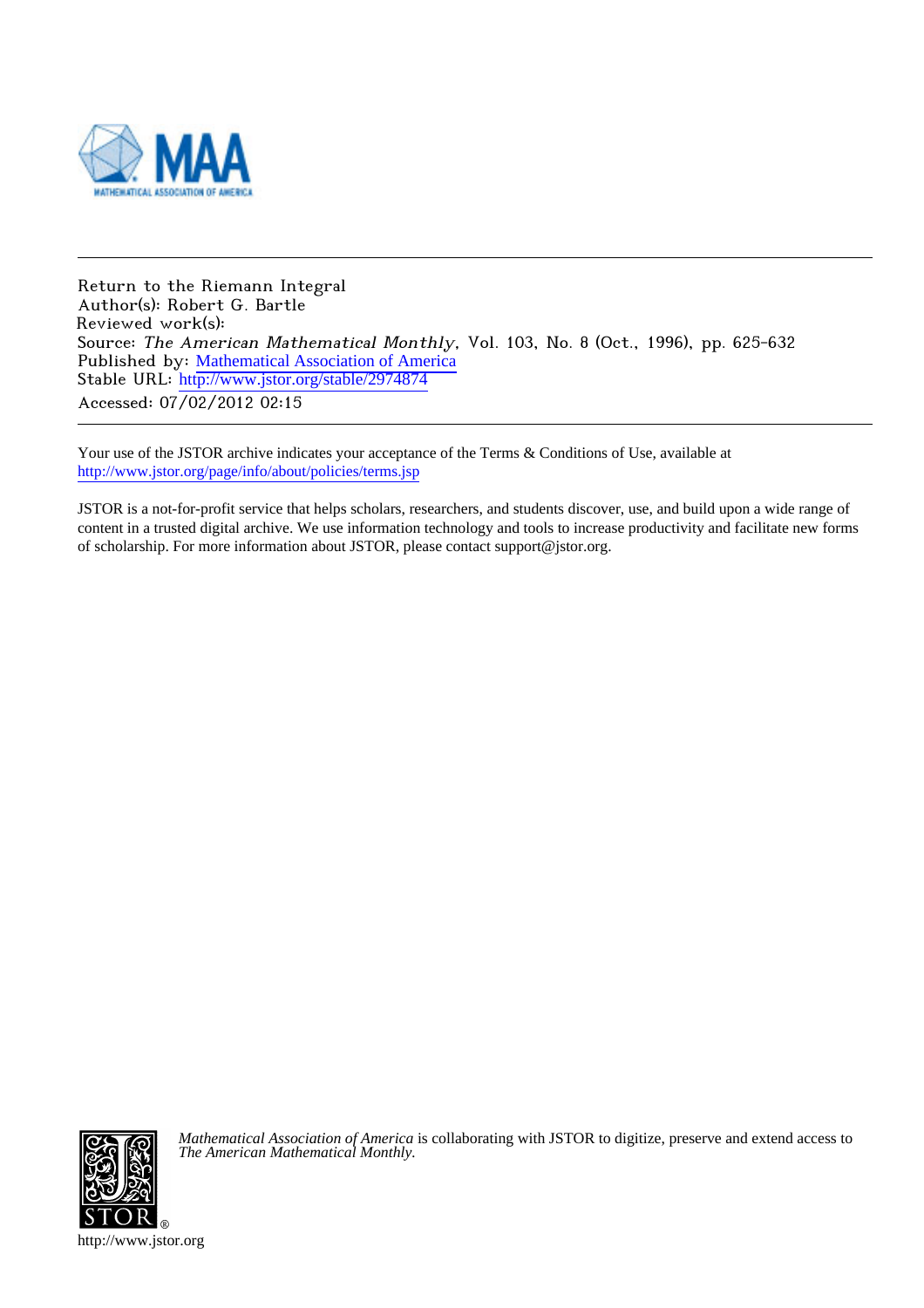Return to the Riemann Integral
Author(s): Robert G. Bartle
Reviewed work(s):
Source: *The American Mathematical Monthly*, Vol. 103, No. 8 (Oct., 1996), pp. 625-632
Published by: Mathematical Association of America
Stable URL: http://www.jstor.org/stable/2974874
Accessed: 07/02/2012 02:15

Your use of the JSTOR archive indicates your acceptance of the Terms & Conditions of Use, available at http://www.jstor.org/page/info/about/policies/terms.jsp

JSTOR is a not-for-profit service that helps scholars, researchers, and students discover, use, and build upon a wide range of content in a trusted digital archive. We use information technology and tools to increase productivity and facilitate new forms of scholarship. For more information about JSTOR, please contact support@jstor.org.

*Mathematical Association of America* is collaborating with JSTOR to digitize, preserve and extend access to *The American Mathematical Monthly.*

http://www.jstor.org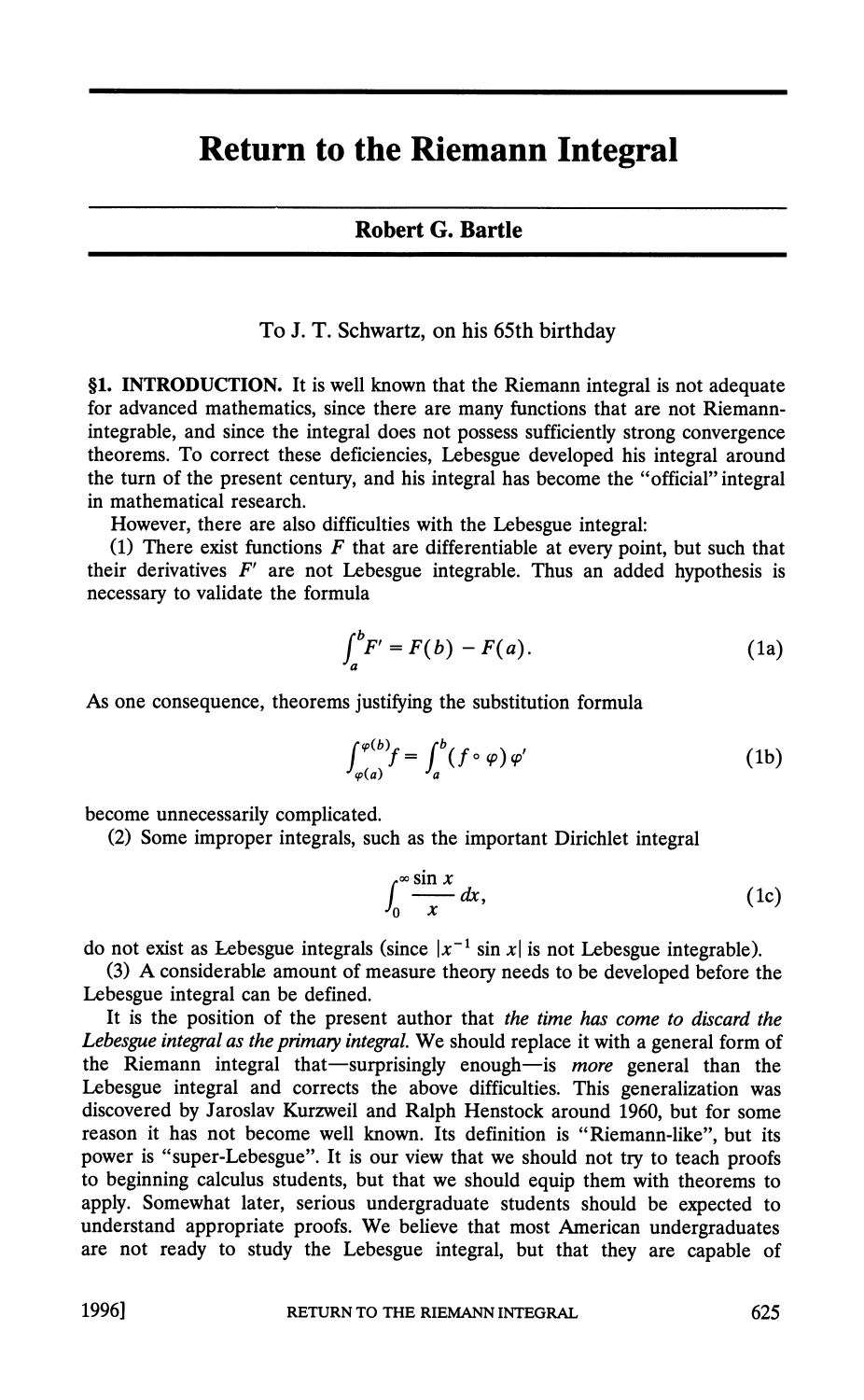# Return to the Riemann Integral

**Robert G. Bartle**

To J. T. Schwartz, on his 65th birthday

**§1. INTRODUCTION.** It is well known that the Riemann integral is not adequate for advanced mathematics, since there are many functions that are not Riemann-integrable, and since the integral does not possess sufficiently strong convergence theorems. To correct these deficiencies, Lebesgue developed his integral around the turn of the present century, and his integral has become the "official" integral in mathematical research.

However, there are also difficulties with the Lebesgue integral:

(1) There exist functions $F$ that are differentiable at every point, but such that their derivatives $F'$ are not Lebesgue integrable. Thus an added hypothesis is necessary to validate the formula

$$\int_a^b F' = F(b) - F(a). \tag{1a}$$

As one consequence, theorems justifying the substitution formula

$$\int_{\varphi(a)}^{\varphi(b)} f = \int_a^b (f \circ \varphi)\varphi' \tag{1b}$$

become unnecessarily complicated.

(2) Some improper integrals, such as the important Dirichlet integral

$$\int_0^\infty \frac{\sin x}{x}\, dx, \tag{1c}$$

do not exist as Lebesgue integrals (since $|x^{-1}\sin x|$ is not Lebesgue integrable).

(3) A considerable amount of measure theory needs to be developed before the Lebesgue integral can be defined.

It is the position of the present author that *the time has come to discard the Lebesgue integral as the primary integral.* We should replace it with a general form of the Riemann integral that—surprisingly enough—is *more* general than the Lebesgue integral and corrects the above difficulties. This generalization was discovered by Jaroslav Kurzweil and Ralph Henstock around 1960, but for some reason it has not become well known. Its definition is "Riemann-like", but its power is "super-Lebesgue". It is our view that we should not try to teach proofs to beginning calculus students, but that we should equip them with theorems to apply. Somewhat later, serious undergraduate students should be expected to understand appropriate proofs. We believe that most American undergraduates are not ready to study the Lebesgue integral, but that they are capable of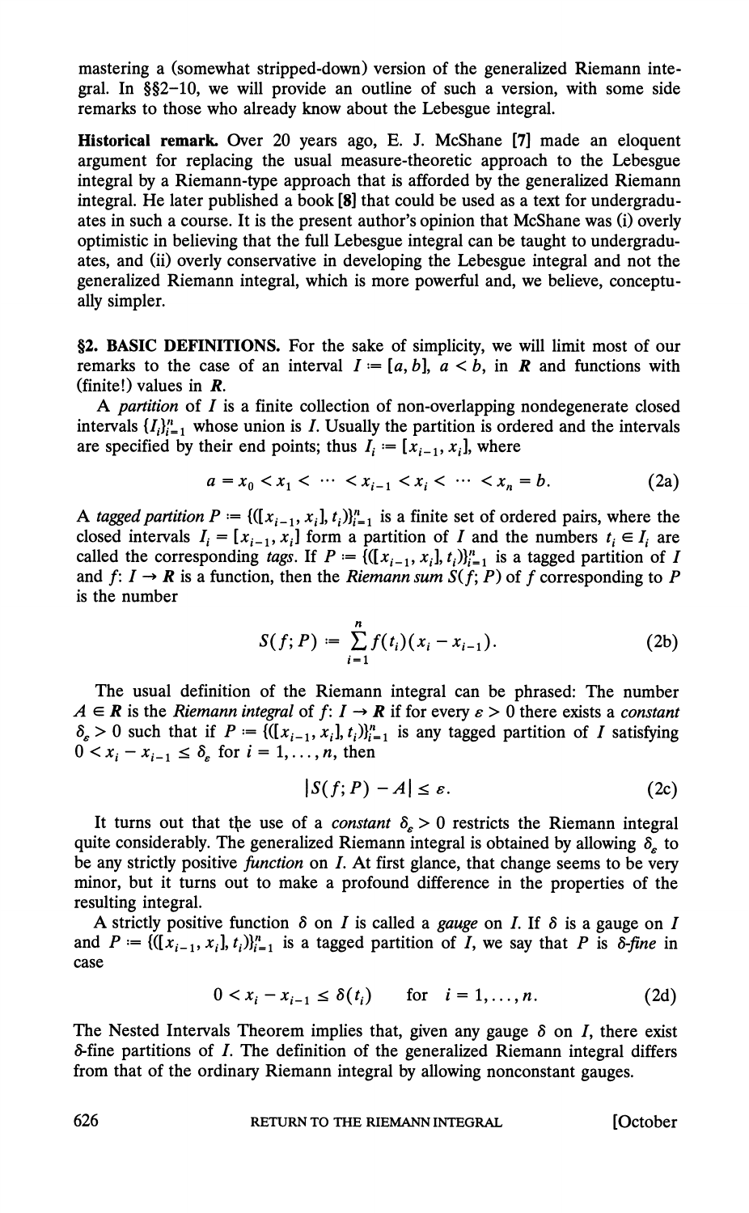mastering a (somewhat stripped-down) version of the generalized Riemann integral. In §§2–10, we will provide an outline of such a version, with some side remarks to those who already know about the Lebesgue integral.

**Historical remark.** Over 20 years ago, E. J. McShane [7] made an eloquent argument for replacing the usual measure-theoretic approach to the Lebesgue integral by a Riemann-type approach that is afforded by the generalized Riemann integral. He later published a book [8] that could be used as a text for undergraduates in such a course. It is the present author's opinion that McShane was (i) overly optimistic in believing that the full Lebesgue integral can be taught to undergraduates, and (ii) overly conservative in developing the Lebesgue integral and not the generalized Riemann integral, which is more powerful and, we believe, conceptually simpler.

**§2. BASIC DEFINITIONS.** For the sake of simplicity, we will limit most of our remarks to the case of an interval $I := [a, b]$, $a < b$, in $\boldsymbol{R}$ and functions with (finite!) values in $\boldsymbol{R}$.

A *partition* of $I$ is a finite collection of non-overlapping nondegenerate closed intervals $\{I_i\}_{i=1}^n$ whose union is $I$. Usually the partition is ordered and the intervals are specified by their end points; thus $I_i := [x_{i-1}, x_i]$, where

$$a = x_0 < x_1 < \cdots < x_{i-1} < x_i < \cdots < x_n = b. \tag{2a}$$

A *tagged partition* $P := \{([x_{i-1}, x_i], t_i)\}_{i=1}^n$ is a finite set of ordered pairs, where the closed intervals $I_i = [x_{i-1}, x_i]$ form a partition of $I$ and the numbers $t_i \in I_i$ are called the corresponding *tags*. If $P := \{([x_{i-1}, x_i], t_i)\}_{i=1}^n$ is a tagged partition of $I$ and $f: I \to \boldsymbol{R}$ is a function, then the *Riemann sum* $S(f; P)$ of $f$ corresponding to $P$ is the number

$$S(f; P) := \sum_{i=1}^{n} f(t_i)(x_i - x_{i-1}). \tag{2b}$$

The usual definition of the Riemann integral can be phrased: The number $A \in \boldsymbol{R}$ is the *Riemann integral* of $f: I \to \boldsymbol{R}$ if for every $\varepsilon > 0$ there exists a *constant* $\delta_\varepsilon > 0$ such that if $P := \{([x_{i-1}, x_i], t_i)\}_{i=1}^n$ is any tagged partition of $I$ satisfying $0 < x_i - x_{i-1} \leq \delta_\varepsilon$ for $i = 1, \ldots, n$, then

$$|S(f; P) - A| \leq \varepsilon. \tag{2c}$$

It turns out that the use of a *constant* $\delta_\varepsilon > 0$ restricts the Riemann integral quite considerably. The generalized Riemann integral is obtained by allowing $\delta_\varepsilon$ to be any strictly positive *function* on $I$. At first glance, that change seems to be very minor, but it turns out to make a profound difference in the properties of the resulting integral.

A strictly positive function $\delta$ on $I$ is called a *gauge* on $I$. If $\delta$ is a gauge on $I$ and $P := \{([x_{i-1}, x_i], t_i)\}_{i=1}^n$ is a tagged partition of $I$, we say that $P$ is *$\delta$-fine* in case

$$0 < x_i - x_{i-1} \leq \delta(t_i) \qquad \text{for} \quad i = 1, \ldots, n. \tag{2d}$$

The Nested Intervals Theorem implies that, given any gauge $\delta$ on $I$, there exist $\delta$-fine partitions of $I$. The definition of the generalized Riemann integral differs from that of the ordinary Riemann integral by allowing nonconstant gauges.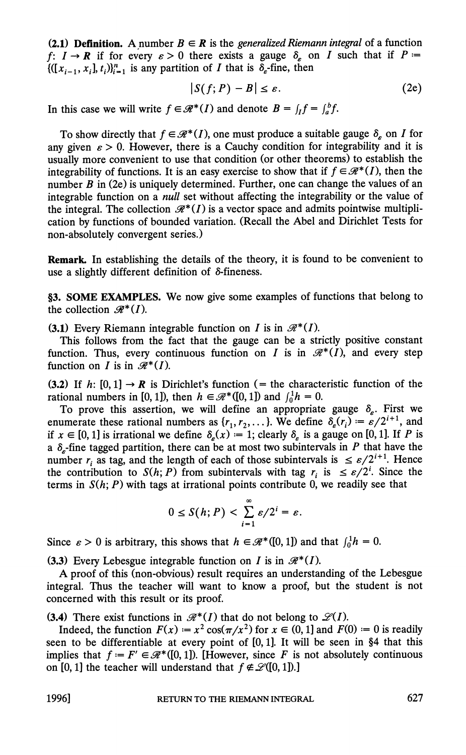**(2.1) Definition.** A number $B \in \boldsymbol{R}$ is the *generalized Riemann integral* of a function $f\colon I \to \boldsymbol{R}$ if for every $\varepsilon > 0$ there exists a gauge $\delta_\varepsilon$ on $I$ such that if $P := \{([x_{i-1}, x_i], t_i)\}_{i=1}^n$ is any partition of $I$ that is $\delta_\varepsilon$-fine, then

$$|S(f;P) - B| \le \varepsilon. \tag{2e}$$

In this case we will write $f \in \mathscr{R}^*(I)$ and denote $B = \int_I f = \int_a^b f$.

To show directly that $f \in \mathscr{R}^*(I)$, one must produce a suitable gauge $\delta_\varepsilon$ on $I$ for any given $\varepsilon > 0$. However, there is a Cauchy condition for integrability and it is usually more convenient to use that condition (or other theorems) to establish the integrability of functions. It is an easy exercise to show that if $f \in \mathscr{R}^*(I)$, then the number $B$ in (2e) is uniquely determined. Further, one can change the values of an integrable function on a *null* set without affecting the integrability or the value of the integral. The collection $\mathscr{R}^*(I)$ is a vector space and admits pointwise multiplication by functions of bounded variation. (Recall the Abel and Dirichlet Tests for non-absolutely convergent series.)

**Remark.** In establishing the details of the theory, it is found to be convenient to use a slightly different definition of $\delta$-fineness.

**§3. SOME EXAMPLES.** We now give some examples of functions that belong to the collection $\mathscr{R}^*(I)$.

**(3.1)** Every Riemann integrable function on $I$ is in $\mathscr{R}^*(I)$.

This follows from the fact that the gauge can be a strictly positive constant function. Thus, every continuous function on $I$ is in $\mathscr{R}^*(I)$, and every step function on $I$ is in $\mathscr{R}^*(I)$.

**(3.2)** If $h\colon [0,1] \to \boldsymbol{R}$ is Dirichlet's function (= the characteristic function of the rational numbers in $[0,1]$), then $h \in \mathscr{R}^*([0,1])$ and $\int_0^1 h = 0$.

To prove this assertion, we will define an appropriate gauge $\delta_\varepsilon$. First we enumerate these rational numbers as $\{r_1, r_2, \dots\}$. We define $\delta_\varepsilon(r_i) := \varepsilon/2^{i+1}$, and if $x \in [0,1]$ is irrational we define $\delta_\varepsilon(x) := 1$; clearly $\delta_\varepsilon$ is a gauge on $[0,1]$. If $P$ is a $\delta_\varepsilon$-fine tagged partition, there can be at most two subintervals in $P$ that have the number $r_i$ as tag, and the length of each of those subintervals is $\le \varepsilon/2^{i+1}$. Hence the contribution to $S(h;P)$ from subintervals with tag $r_i$ is $\le \varepsilon/2^i$. Since the terms in $S(h;P)$ with tags at irrational points contribute 0, we readily see that

$$0 \le S(h;P) < \sum_{i=1}^{\infty} \varepsilon/2^i = \varepsilon.$$

Since $\varepsilon > 0$ is arbitrary, this shows that $h \in \mathscr{R}^*([0,1])$ and that $\int_0^1 h = 0$.

**(3.3)** Every Lebesgue integrable function on $I$ is in $\mathscr{R}^*(I)$.

A proof of this (non-obvious) result requires an understanding of the Lebesgue integral. Thus the teacher will want to know a proof, but the student is not concerned with this result or its proof.

**(3.4)** There exist functions in $\mathscr{R}^*(I)$ that do not belong to $\mathscr{L}(I)$.

Indeed, the function $F(x) := x^2 \cos(\pi/x^2)$ for $x \in (0,1]$ and $F(0) := 0$ is readily seen to be differentiable at every point of $[0,1]$. It will be seen in §4 that this implies that $f := F' \in \mathscr{R}^*([0,1])$. [However, since $F$ is not absolutely continuous on $[0,1]$ the teacher will understand that $f \notin \mathscr{L}([0,1])$.]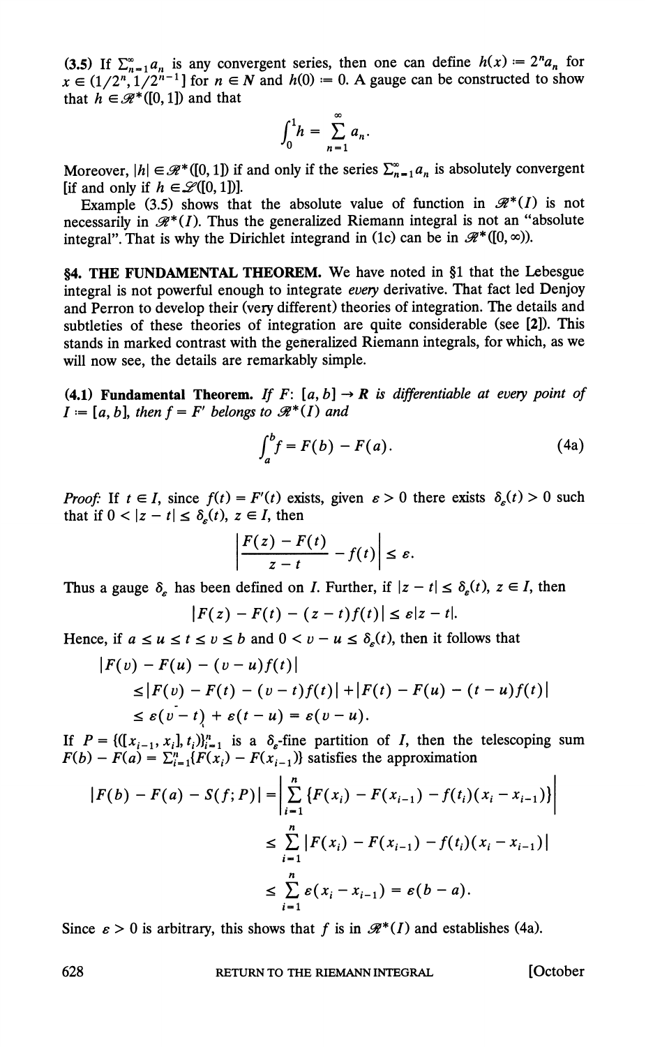(3.5) If $\sum_{n=1}^{\infty} a_n$ is any convergent series, then one can define $h(x) := 2^n a_n$ for $x \in (1/2^n, 1/2^{n-1}]$ for $n \in \mathbf{N}$ and $h(0) := 0$. A gauge can be constructed to show that $h \in \mathscr{R}^*([0,1])$ and that

$$\int_0^1 h = \sum_{n=1}^{\infty} a_n.$$

Moreover, $|h| \in \mathscr{R}^*([0,1])$ if and only if the series $\sum_{n=1}^{\infty} a_n$ is absolutely convergent [if and only if $h \in \mathscr{L}([0,1])$].

Example (3.5) shows that the absolute value of function in $\mathscr{R}^*(I)$ is not necessarily in $\mathscr{R}^*(I)$. Thus the generalized Riemann integral is not an "absolute integral". That is why the Dirichlet integrand in (1c) can be in $\mathscr{R}^*([0,\infty))$.

**§4. THE FUNDAMENTAL THEOREM.** We have noted in §1 that the Lebesgue integral is not powerful enough to integrate *every* derivative. That fact led Denjoy and Perron to develop their (very different) theories of integration. The details and subtleties of these theories of integration are quite considerable (see [2]). This stands in marked contrast with the generalized Riemann integrals, for which, as we will now see, the details are remarkably simple.

**(4.1) Fundamental Theorem.** *If $F: [a,b] \to \mathbf{R}$ is differentiable at every point of $I := [a,b]$, then $f = F'$ belongs to $\mathscr{R}^*(I)$ and*

$$\int_a^b f = F(b) - F(a). \tag{4a}$$

*Proof:* If $t \in I$, since $f(t) = F'(t)$ exists, given $\varepsilon > 0$ there exists $\delta_\varepsilon(t) > 0$ such that if $0 < |z - t| \le \delta_\varepsilon(t)$, $z \in I$, then

$$\left| \frac{F(z) - F(t)}{z - t} - f(t) \right| \le \varepsilon.$$

Thus a gauge $\delta_\varepsilon$ has been defined on $I$. Further, if $|z - t| \le \delta_\varepsilon(t)$, $z \in I$, then

$$|F(z) - F(t) - (z-t)f(t)| \le \varepsilon |z - t|.$$

Hence, if $a \le u \le t \le v \le b$ and $0 < v - u \le \delta_\varepsilon(t)$, then it follows that

$$\begin{aligned}
&|F(v) - F(u) - (v-u)f(t)| \\
&\quad \le |F(v) - F(t) - (v-t)f(t)| + |F(t) - F(u) - (t-u)f(t)| \\
&\quad \le \varepsilon(v - t) + \varepsilon(t - u) = \varepsilon(v - u).
\end{aligned}$$

If $P = \{([x_{i-1}, x_i], t_i)\}_{i=1}^n$ is a $\delta_\varepsilon$-fine partition of $I$, then the telescoping sum $F(b) - F(a) = \sum_{i=1}^n \{F(x_i) - F(x_{i-1})\}$ satisfies the approximation

$$\begin{aligned}
|F(b) - F(a) - S(f;P)| &= \left| \sum_{i=1}^n \{F(x_i) - F(x_{i-1}) - f(t_i)(x_i - x_{i-1})\} \right| \\
&\le \sum_{i=1}^n |F(x_i) - F(x_{i-1}) - f(t_i)(x_i - x_{i-1})| \\
&\le \sum_{i=1}^n \varepsilon(x_i - x_{i-1}) = \varepsilon(b - a).
\end{aligned}$$

Since $\varepsilon > 0$ is arbitrary, this shows that $f$ is in $\mathscr{R}^*(I)$ and establishes (4a).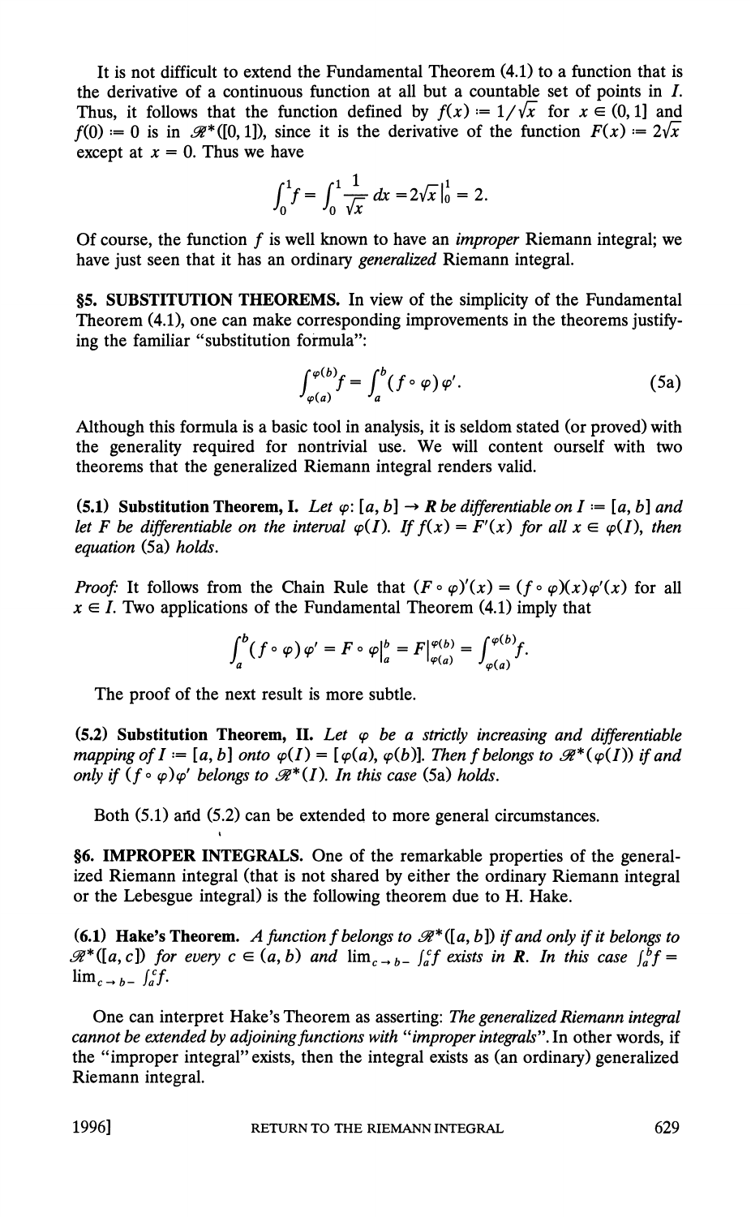It is not difficult to extend the Fundamental Theorem (4.1) to a function that is the derivative of a continuous function at all but a countable set of points in $I$. Thus, it follows that the function defined by $f(x) := 1/\sqrt{x}$ for $x \in (0,1]$ and $f(0) := 0$ is in $\mathscr{R}^*([0,1])$, since it is the derivative of the function $F(x) := 2\sqrt{x}$ except at $x = 0$. Thus we have

$$\int_0^1 f = \int_0^1 \frac{1}{\sqrt{x}}\,dx = 2\sqrt{x}\,\Big|_0^1 = 2.$$

Of course, the function $f$ is well known to have an *improper* Riemann integral; we have just seen that it has an ordinary *generalized* Riemann integral.

**§5. SUBSTITUTION THEOREMS.** In view of the simplicity of the Fundamental Theorem (4.1), one can make corresponding improvements in the theorems justifying the familiar "substitution formula":

$$\int_{\varphi(a)}^{\varphi(b)} f = \int_a^b (f \circ \varphi)\,\varphi'. \tag{5a}$$

Although this formula is a basic tool in analysis, it is seldom stated (or proved) with the generality required for nontrivial use. We will content ourself with two theorems that the generalized Riemann integral renders valid.

**(5.1) Substitution Theorem, I.** *Let $\varphi: [a,b] \to \mathbf{R}$ be differentiable on $I := [a,b]$ and let $F$ be differentiable on the interval $\varphi(I)$. If $f(x) = F'(x)$ for all $x \in \varphi(I)$, then equation* (5a) *holds.*

*Proof:* It follows from the Chain Rule that $(F \circ \varphi)'(x) = (f \circ \varphi)(x)\varphi'(x)$ for all $x \in I$. Two applications of the Fundamental Theorem (4.1) imply that

$$\int_a^b (f \circ \varphi)\,\varphi' = F \circ \varphi\,\Big|_a^b = F\,\Big|_{\varphi(a)}^{\varphi(b)} = \int_{\varphi(a)}^{\varphi(b)} f.$$

The proof of the next result is more subtle.

**(5.2) Substitution Theorem, II.** *Let $\varphi$ be a strictly increasing and differentiable mapping of $I := [a,b]$ onto $\varphi(I) = [\varphi(a), \varphi(b)]$. Then $f$ belongs to $\mathscr{R}^*(\varphi(I))$ if and only if $(f \circ \varphi)\varphi'$ belongs to $\mathscr{R}^*(I)$. In this case* (5a) *holds.*

Both (5.1) and (5.2) can be extended to more general circumstances.

**§6. IMPROPER INTEGRALS.** One of the remarkable properties of the generalized Riemann integral (that is not shared by either the ordinary Riemann integral or the Lebesgue integral) is the following theorem due to H. Hake.

**(6.1) Hake's Theorem.** *A function $f$ belongs to $\mathscr{R}^*([a,b])$ if and only if it belongs to $\mathscr{R}^*([a,c])$ for every $c \in (a,b)$ and $\lim_{c \to b-} \int_a^c f$ exists in $\mathbf{R}$. In this case $\int_a^b f = \lim_{c \to b-} \int_a^c f$.*

One can interpret Hake's Theorem as asserting: *The generalized Riemann integral cannot be extended by adjoining functions with "improper integrals"*. In other words, if the "improper integral" exists, then the integral exists as (an ordinary) generalized Riemann integral.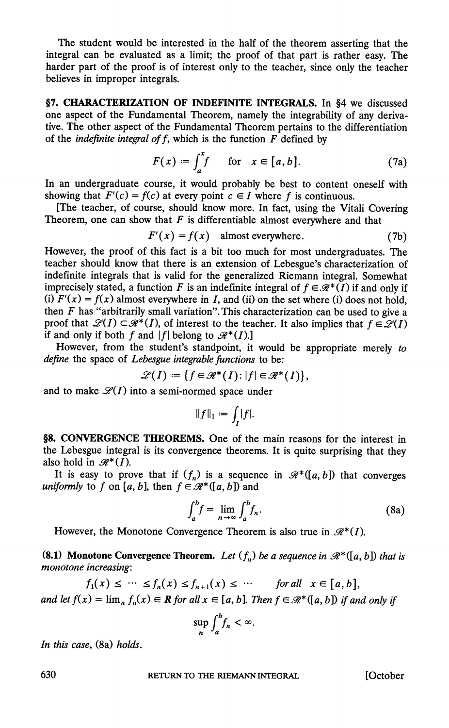The student would be interested in the half of the theorem asserting that the integral can be evaluated as a limit; the proof of that part is rather easy. The harder part of the proof is of interest only to the teacher, since only the teacher believes in improper integrals.

**§7. CHARACTERIZATION OF INDEFINITE INTEGRALS.** In §4 we discussed one aspect of the Fundamental Theorem, namely the integrability of any derivative. The other aspect of the Fundamental Theorem pertains to the differentiation of the *indefinite integral of f*, which is the function $F$ defined by

$$F(x) := \int_a^x f \quad \text{for} \quad x \in [a,b]. \tag{7a}$$

In an undergraduate course, it would probably be best to content oneself with showing that $F'(c) = f(c)$ at every point $c \in I$ where $f$ is continuous.

[The teacher, of course, should know more. In fact, using the Vitali Covering Theorem, one can show that $F$ is differentiable almost everywhere and that

$$F'(x) = f(x) \quad \text{almost everywhere}. \tag{7b}$$

However, the proof of this fact is a bit too much for most undergraduates. The teacher should know that there is an extension of Lebesgue's characterization of indefinite integrals that is valid for the generalized Riemann integral. Somewhat imprecisely stated, a function $F$ is an indefinite integral of $f \in \mathscr{R}^*(I)$ if and only if (i) $F'(x) = f(x)$ almost everywhere in $I$, and (ii) on the set where (i) does not hold, then $F$ has "arbitrarily small variation". This characterization can be used to give a proof that $\mathscr{L}(I) \subset \mathscr{R}^*(I)$, of interest to the teacher. It also implies that $f \in \mathscr{L}(I)$ if and only if both $f$ and $|f|$ belong to $\mathscr{R}^*(I)$.]

However, from the student's standpoint, it would be appropriate merely *to define* the space of *Lebesgue integrable functions* to be:

$$\mathscr{L}(I) := \{f \in \mathscr{R}^*(I) : |f| \in \mathscr{R}^*(I)\},$$

and to make $\mathscr{L}(I)$ into a semi-normed space under

$$\|f\|_1 := \int_I |f|.$$

**§8. CONVERGENCE THEOREMS.** One of the main reasons for the interest in the Lebesgue integral is its convergence theorems. It is quite surprising that they also hold in $\mathscr{R}^*(I)$.

It is easy to prove that if $(f_n)$ is a sequence in $\mathscr{R}^*([a,b])$ that converges *uniformly* to $f$ on $[a,b]$, then $f \in \mathscr{R}^*([a,b])$ and

$$\int_a^b f = \lim_{n \to \infty} \int_a^b f_n. \tag{8a}$$

However, the Monotone Convergence Theorem is also true in $\mathscr{R}^*(I)$.

**(8.1) Monotone Convergence Theorem.** *Let $(f_n)$ be a sequence in $\mathscr{R}^*([a,b])$ that is monotone increasing:*

$$f_1(x) \le \cdots \le f_n(x) \le f_{n+1}(x) \le \cdots \qquad \text{for all } x \in [a,b],$$

*and let $f(x) = \lim_n f_n(x) \in \mathbf{R}$ for all $x \in [a,b]$. Then $f \in \mathscr{R}^*([a,b])$ if and only if*

$$\sup_n \int_a^b f_n < \infty.$$

*In this case,* (8a) *holds.*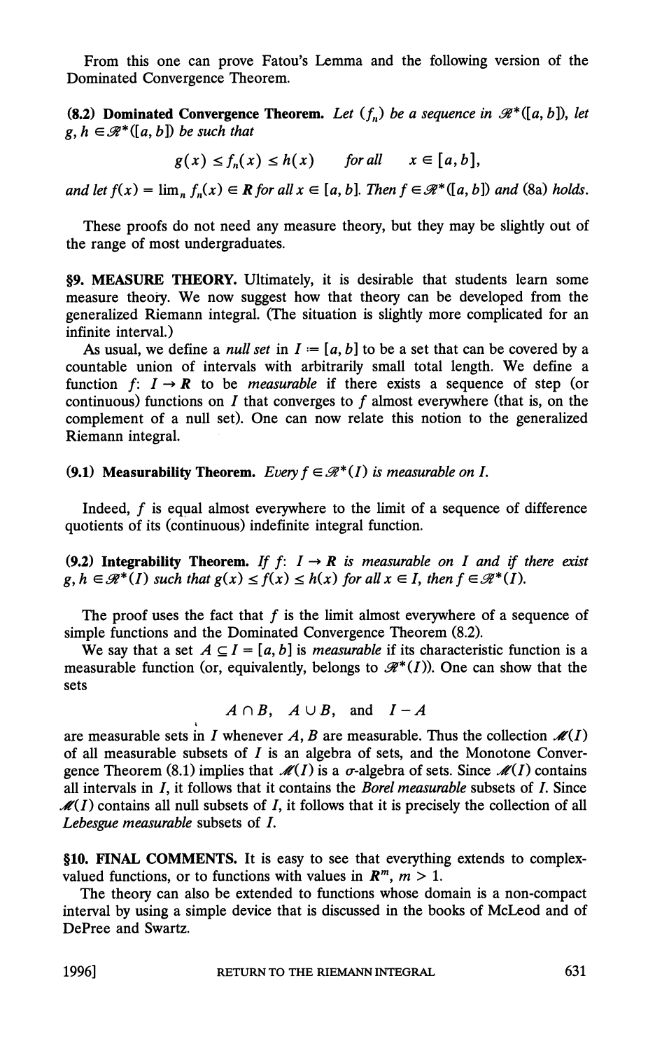From this one can prove Fatou's Lemma and the following version of the Dominated Convergence Theorem.

**(8.2) Dominated Convergence Theorem.** *Let $(f_n)$ be a sequence in $\mathscr{R}^*([a,b])$, let $g, h \in \mathscr{R}^*([a,b])$ be such that*

$$g(x) \leq f_n(x) \leq h(x) \qquad \text{for all} \qquad x \in [a,b],$$

*and let $f(x) = \lim_n f_n(x) \in \mathbf{R}$ for all $x \in [a,b]$. Then $f \in \mathscr{R}^*([a,b])$ and (8a) holds.*

These proofs do not need any measure theory, but they may be slightly out of the range of most undergraduates.

**§9. MEASURE THEORY.** Ultimately, it is desirable that students learn some measure theory. We now suggest how that theory can be developed from the generalized Riemann integral. (The situation is slightly more complicated for an infinite interval.)

As usual, we define a *null set* in $I := [a,b]$ to be a set that can be covered by a countable union of intervals with arbitrarily small total length. We define a function $f \colon I \to \mathbf{R}$ to be *measurable* if there exists a sequence of step (or continuous) functions on $I$ that converges to $f$ almost everywhere (that is, on the complement of a null set). One can now relate this notion to the generalized Riemann integral.

**(9.1) Measurability Theorem.** *Every $f \in \mathscr{R}^*(I)$ is measurable on $I$.*

Indeed, $f$ is equal almost everywhere to the limit of a sequence of difference quotients of its (continuous) indefinite integral function.

**(9.2) Integrability Theorem.** *If $f \colon I \to \mathbf{R}$ is measurable on $I$ and if there exist $g, h \in \mathscr{R}^*(I)$ such that $g(x) \leq f(x) \leq h(x)$ for all $x \in I$, then $f \in \mathscr{R}^*(I)$.*

The proof uses the fact that $f$ is the limit almost everywhere of a sequence of simple functions and the Dominated Convergence Theorem (8.2).

We say that a set $A \subseteq I = [a,b]$ is *measurable* if its characteristic function is a measurable function (or, equivalently, belongs to $\mathscr{R}^*(I)$). One can show that the sets

$$A \cap B, \quad A \cup B, \quad \text{and} \quad I - A$$

are measurable sets in $I$ whenever $A, B$ are measurable. Thus the collection $\mathscr{M}(I)$ of all measurable subsets of $I$ is an algebra of sets, and the Monotone Convergence Theorem (8.1) implies that $\mathscr{M}(I)$ is a $\sigma$-algebra of sets. Since $\mathscr{M}(I)$ contains all intervals in $I$, it follows that it contains the *Borel measurable* subsets of $I$. Since $\mathscr{M}(I)$ contains all null subsets of $I$, it follows that it is precisely the collection of all *Lebesgue measurable* subsets of $I$.

**§10. FINAL COMMENTS.** It is easy to see that everything extends to complex-valued functions, or to functions with values in $\mathbf{R}^m$, $m > 1$.

The theory can also be extended to functions whose domain is a non-compact interval by using a simple device that is discussed in the books of McLeod and of DePree and Swartz.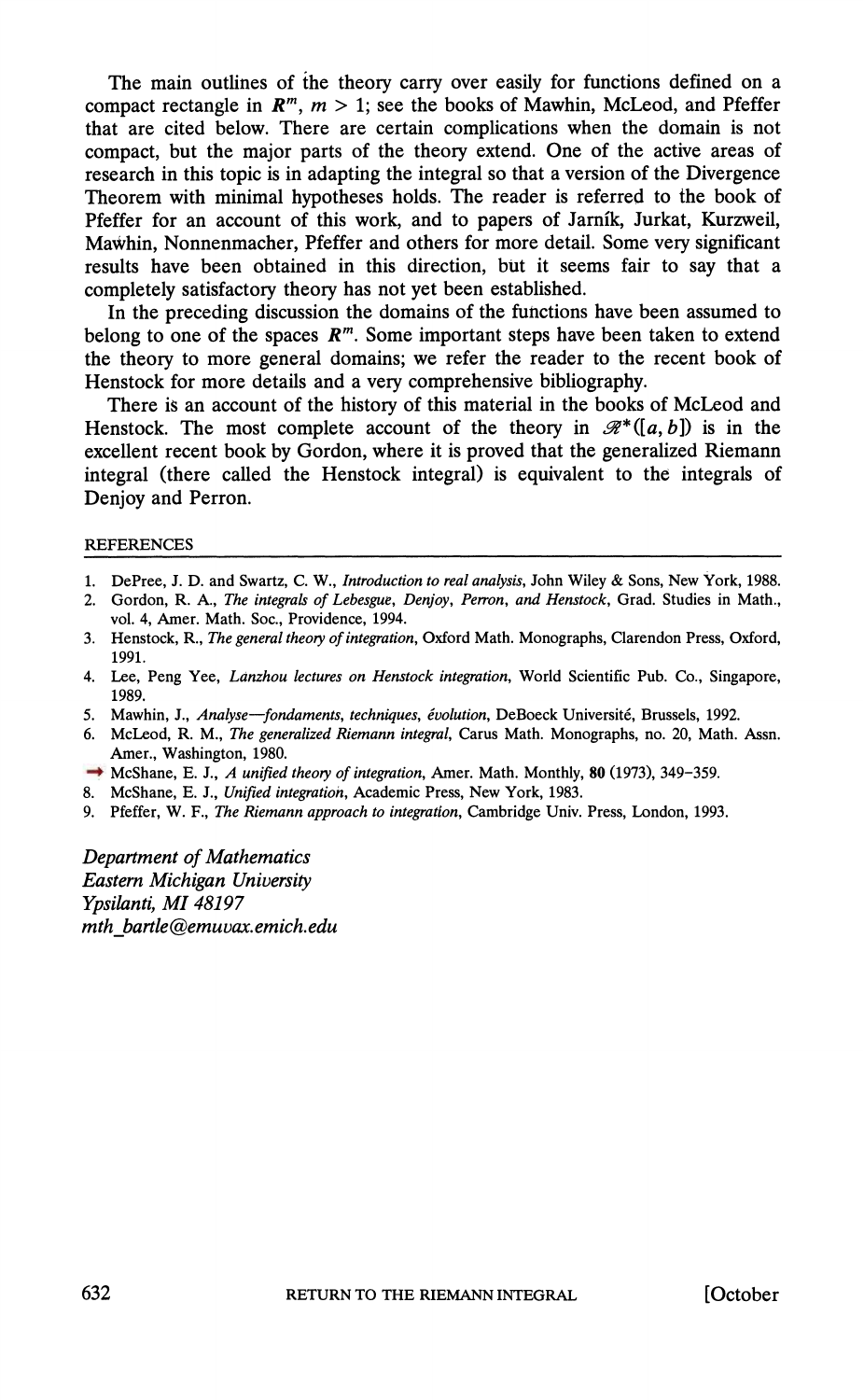The main outlines of the theory carry over easily for functions defined on a compact rectangle in $\boldsymbol{R}^m$, $m > 1$; see the books of Mawhin, McLeod, and Pfeffer that are cited below. There are certain complications when the domain is not compact, but the major parts of the theory extend. One of the active areas of research in this topic is in adapting the integral so that a version of the Divergence Theorem with minimal hypotheses holds. The reader is referred to the book of Pfeffer for an account of this work, and to papers of Jarník, Jurkat, Kurzweil, Mawhin, Nonnenmacher, Pfeffer and others for more detail. Some very significant results have been obtained in this direction, but it seems fair to say that a completely satisfactory theory has not yet been established.

In the preceding discussion the domains of the functions have been assumed to belong to one of the spaces $\boldsymbol{R}^m$. Some important steps have been taken to extend the theory to more general domains; we refer the reader to the recent book of Henstock for more details and a very comprehensive bibliography.

There is an account of the history of this material in the books of McLeod and Henstock. The most complete account of the theory in $\mathscr{R}^*([a, b])$ is in the excellent recent book by Gordon, where it is proved that the generalized Riemann integral (there called the Henstock integral) is equivalent to the integrals of Denjoy and Perron.

## REFERENCES

1. DePree, J. D. and Swartz, C. W., *Introduction to real analysis*, John Wiley & Sons, New York, 1988.
2. Gordon, R. A., *The integrals of Lebesgue, Denjoy, Perron, and Henstock*, Grad. Studies in Math., vol. 4, Amer. Math. Soc., Providence, 1994.
3. Henstock, R., *The general theory of integration*, Oxford Math. Monographs, Clarendon Press, Oxford, 1991.
4. Lee, Peng Yee, *Lanzhou lectures on Henstock integration*, World Scientific Pub. Co., Singapore, 1989.
5. Mawhin, J., *Analyse—fondaments, techniques, évolution*, DeBoeck Université, Brussels, 1992.
6. McLeod, R. M., *The generalized Riemann integral*, Carus Math. Monographs, no. 20, Math. Assn. Amer., Washington, 1980.
7. McShane, E. J., *A unified theory of integration*, Amer. Math. Monthly, **80** (1973), 349–359.
8. McShane, E. J., *Unified integration*, Academic Press, New York, 1983.
9. Pfeffer, W. F., *The Riemann approach to integration*, Cambridge Univ. Press, London, 1993.

*Department of Mathematics*
*Eastern Michigan University*
*Ypsilanti, MI 48197*
*mth_bartle@emuvax.emich.edu*